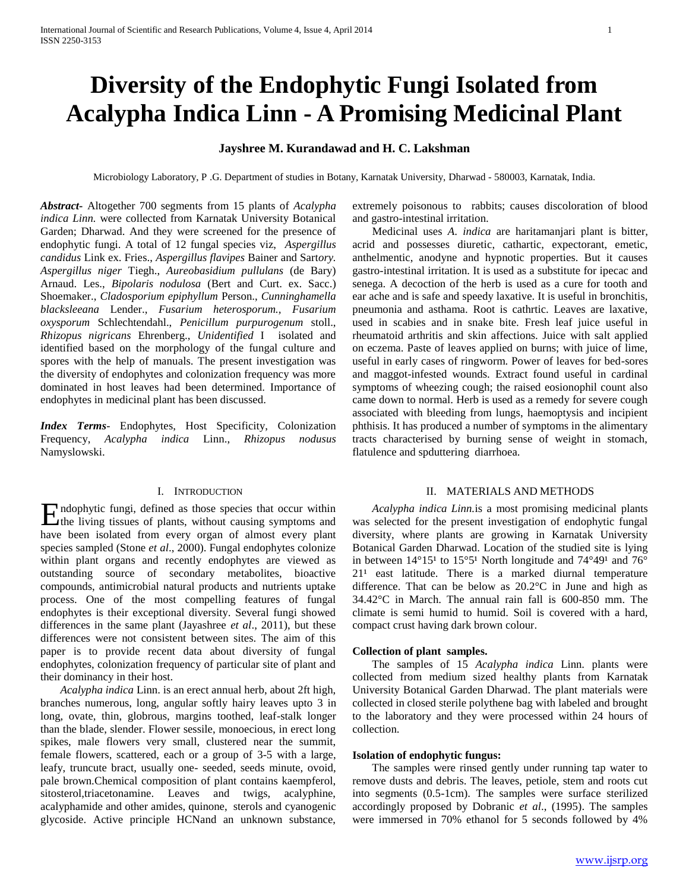# Diversity of the Endophytic Fungi Isolated from Acalypha Indica Linn - A Promising Medicinal Plant

**Jayshree M. Kurandawad and H. C. Lakshman**

Microbiology Laboratory, P .G. Department of studies in Botany, Karnatak University, Dharwad - 580003, Karnatak, India.

***Abstract-*** Altogether 700 segments from 15 plants of *Acalypha indica Linn.* were collected from Karnatak University Botanical Garden; Dharwad. And they were screened for the presence of endophytic fungi. A total of 12 fungal species viz, *Aspergillus candidus* Link ex. Fries., *Aspergillus flavipes* Bainer and Sartory. *Aspergillus niger* Tiegh., *Aureobasidium pullulans* (de Bary) Arnaud. Les., *Bipolaris nodulosa* (Bert and Curt. ex. Sacc.) Shoemaker., *Cladosporium epiphyllum* Person., *Cunninghamella blacksleeana* Lender., *Fusarium heterosporum., Fusarium oxysporum* Schlechtendahl., *Penicillum purpurogenum* stoll., *Rhizopus nigricans* Ehrenberg., *Unidentified* I isolated and identified based on the morphology of the fungal culture and spores with the help of manuals. The present investigation was the diversity of endophytes and colonization frequency was more dominated in host leaves had been determined. Importance of endophytes in medicinal plant has been discussed.

***Index Terms-*** Endophytes, Host Specificity, Colonization Frequency, *Acalypha indica* Linn., *Rhizopus nodusus* Namyslowski.

## I. Introduction

Endophytic fungi, defined as those species that occur within the living tissues of plants, without causing symptoms and have been isolated from every organ of almost every plant species sampled (Stone *et al*., 2000). Fungal endophytes colonize within plant organs and recently endophytes are viewed as outstanding source of secondary metabolites, bioactive compounds, antimicrobial natural products and nutrients uptake process. One of the most compelling features of fungal endophytes is their exceptional diversity. Several fungi showed differences in the same plant (Jayashree *et al*., 2011), but these differences were not consistent between sites. The aim of this paper is to provide recent data about diversity of fungal endophytes, colonization frequency of particular site of plant and their dominancy in their host.

*Acalypha indica* Linn. is an erect annual herb, about 2ft high, branches numerous, long, angular softly hairy leaves upto 3 in long, ovate, thin, globrous, margins toothed, leaf-stalk longer than the blade, slender. Flower sessile, monoecious, in erect long spikes, male flowers very small, clustered near the summit, female flowers, scattered, each or a group of 3-5 with a large, leafy, truncute bract, usually one- seeded, seeds minute, ovoid, pale brown.Chemical composition of plant contains kaempferol, sitosterol,triacetonamine. Leaves and twigs, acalyphine, acalyphamide and other amides, quinone, sterols and cyanogenic glycoside. Active principle HCNand an unknown substance, extremely poisonous to rabbits; causes discoloration of blood and gastro-intestinal irritation.

Medicinal uses *A. indica* are haritamanjari plant is bitter, acrid and possesses diuretic, cathartic, expectorant, emetic, anthelmentic, anodyne and hypnotic properties. But it causes gastro-intestinal irritation. It is used as a substitute for ipecac and senega. A decoction of the herb is used as a cure for tooth and ear ache and is safe and speedy laxative. It is useful in bronchitis, pneumonia and asthama. Root is cathrtic. Leaves are laxative, used in scabies and in snake bite. Fresh leaf juice useful in rheumatoid arthritis and skin affections. Juice with salt applied on eczema. Paste of leaves applied on burns; with juice of lime, useful in early cases of ringworm. Power of leaves for bed-sores and maggot-infested wounds. Extract found useful in cardinal symptoms of wheezing cough; the raised eosionophil count also came down to normal. Herb is used as a remedy for severe cough associated with bleeding from lungs, haemoptysis and incipient phthisis. It has produced a number of symptoms in the alimentary tracts characterised by burning sense of weight in stomach, flatulence and spduttering diarrhoea.

## II. Materials and Methods

*Acalypha indica Linn.*is a most promising medicinal plants was selected for the present investigation of endophytic fungal diversity, where plants are growing in Karnatak University Botanical Garden Dharwad. Location of the studied site is lying in between 14°15¹ to 15°5¹ North longitude and 74°49¹ and 76° 21¹ east latitude. There is a marked diurnal temperature difference. That can be below as 20.2°C in June and high as 34.42°C in March. The annual rain fall is 600-850 mm. The climate is semi humid to humid. Soil is covered with a hard, compact crust having dark brown colour.

### Collection of plant samples.

The samples of 15 *Acalypha indica* Linn. plants were collected from medium sized healthy plants from Karnatak University Botanical Garden Dharwad. The plant materials were collected in closed sterile polythene bag with labeled and brought to the laboratory and they were processed within 24 hours of collection.

### Isolation of endophytic fungus:

The samples were rinsed gently under running tap water to remove dusts and debris. The leaves, petiole, stem and roots cut into segments (0.5-1cm). The samples were surface sterilized accordingly proposed by Dobranic *et al*., (1995). The samples were immersed in 70% ethanol for 5 seconds followed by 4%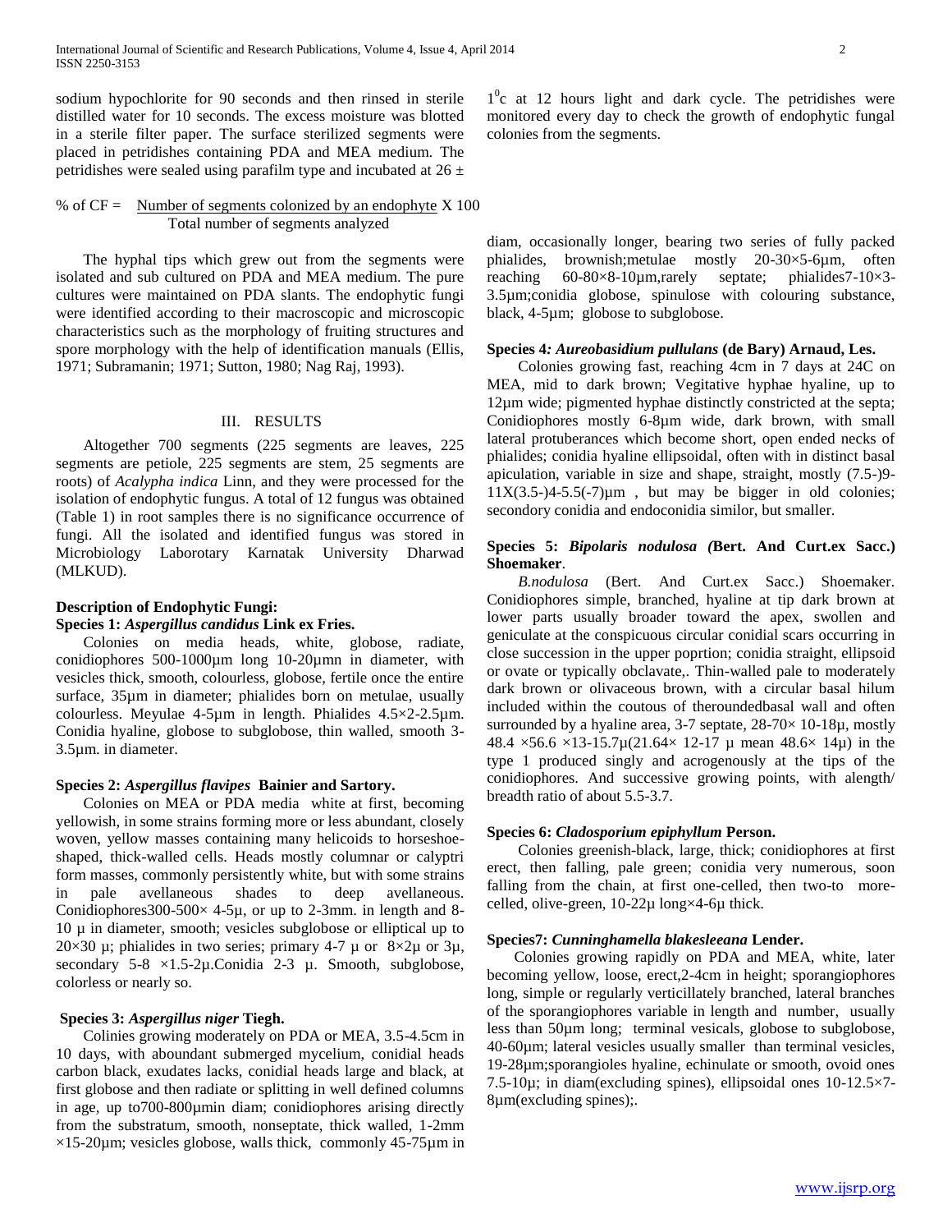sodium hypochlorite for 90 seconds and then rinsed in sterile distilled water for 10 seconds. The excess moisture was blotted in a sterile filter paper. The surface sterilized segments were placed in petridishes containing PDA and MEA medium. The petridishes were sealed using parafilm type and incubated at 26 ± $1^0$c at 12 hours light and dark cycle. The petridishes were monitored every day to check the growth of endophytic fungal colonies from the segments.

$$\% \text{ of CF} = \frac{\text{Number of segments colonized by an endophyte}}{\text{Total number of segments analyzed}} \times 100$$

The hyphal tips which grew out from the segments were isolated and sub cultured on PDA and MEA medium. The pure cultures were maintained on PDA slants. The endophytic fungi were identified according to their macroscopic and microscopic characteristics such as the morphology of fruiting structures and spore morphology with the help of identification manuals (Ellis, 1971; Subramanin; 1971; Sutton, 1980; Nag Raj, 1993).

## III. RESULTS

Altogether 700 segments (225 segments are leaves, 225 segments are petiole, 225 segments are stem, 25 segments are roots) of *Acalypha indica* Linn, and they were processed for the isolation of endophytic fungus. A total of 12 fungus was obtained (Table 1) in root samples there is no significance occurrence of fungi. All the isolated and identified fungus was stored in Microbiology Laborotary Karnatak University Dharwad (MLKUD).

### Description of Endophytic Fungi:

**Species 1: *Aspergillus candidus* Link ex Fries.**

Colonies on media heads, white, globose, radiate, conidiophores 500-1000µm long 10-20µmn in diameter, with vesicles thick, smooth, colourless, globose, fertile once the entire surface, 35µm in diameter; phialides born on metulae, usually colourless. Meyulae 4-5µm in length. Phialides 4.5×2-2.5µm. Conidia hyaline, globose to subglobose, thin walled, smooth 3-3.5µm. in diameter.

**Species 2: *Aspergillus flavipes* Bainier and Sartory.**

Colonies on MEA or PDA media white at first, becoming yellowish, in some strains forming more or less abundant, closely woven, yellow masses containing many helicoids to horseshoe-shaped, thick-walled cells. Heads mostly columnar or calyptri form masses, commonly persistently white, but with some strains in pale avellaneous shades to deep avellaneous. Conidiophores300-500× 4-5µ, or up to 2-3mm. in length and 8-10 µ in diameter, smooth; vesicles subglobose or elliptical up to 20×30 µ; phialides in two series; primary 4-7 µ or 8×2µ or 3µ, secondary 5-8 ×1.5-2µ.Conidia 2-3 µ. Smooth, subglobose, colorless or nearly so.

**Species 3: *Aspergillus niger* Tiegh.**

Colinies growing moderately on PDA or MEA, 3.5-4.5cm in 10 days, with aboundant submerged mycelium, conidial heads carbon black, exudates lacks, conidial heads large and black, at first globose and then radiate or splitting in well defined columns in age, up to700-800µmin diam; conidiophores arising directly from the substratum, smooth, nonseptate, thick walled, 1-2mm ×15-20µm; vesicles globose, walls thick, commonly 45-75µm in diam, occasionally longer, bearing two series of fully packed phialides, brownish;metulae mostly 20-30×5-6µm, often reaching 60-80×8-10µm,rarely septate; phialides7-10×3-3.5µm;conidia globose, spinulose with colouring substance, black, 4-5µm; globose to subglobose.

**Species 4*: Aureobasidium pullulans* (de Bary) Arnaud, Les.**

Colonies growing fast, reaching 4cm in 7 days at 24C on MEA, mid to dark brown; Vegitative hyphae hyaline, up to 12µm wide; pigmented hyphae distinctly constricted at the septa; Conidiophores mostly 6-8µm wide, dark brown, with small lateral protuberances which become short, open ended necks of phialides; conidia hyaline ellipsoidal, often with in distinct basal apiculation, variable in size and shape, straight, mostly (7.5-)9-11X(3.5-)4-5.5(-7)µm , but may be bigger in old colonies; secondory conidia and endoconidia similor, but smaller.

**Species 5: *Bipolaris nodulosa (*Bert. And Curt.ex Sacc.) Shoemaker**.

*B.nodulosa* (Bert. And Curt.ex Sacc.) Shoemaker. Conidiophores simple, branched, hyaline at tip dark brown at lower parts usually broader toward the apex, swollen and geniculate at the conspicuous circular conidial scars occurring in close succession in the upper poprtion; conidia straight, ellipsoid or ovate or typically obclavate,. Thin-walled pale to moderately dark brown or olivaceous brown, with a circular basal hilum included within the coutous of theroundedbasal wall and often surrounded by a hyaline area, 3-7 septate, 28-70× 10-18µ, mostly 48.4 ×56.6 ×13-15.7µ(21.64× 12-17 µ mean 48.6× 14µ) in the type 1 produced singly and acrogenously at the tips of the conidiophores. And successive growing points, with alength/ breadth ratio of about 5.5-3.7.

**Species 6: *Cladosporium epiphyllum* Person.**

Colonies greenish-black, large, thick; conidiophores at first erect, then falling, pale green; conidia very numerous, soon falling from the chain, at first one-celled, then two-to more-celled, olive-green, 10-22µ long×4-6µ thick.

**Species7: *Cunninghamella blakesleeana* Lender.**

Colonies growing rapidly on PDA and MEA, white, later becoming yellow, loose, erect,2-4cm in height; sporangiophores long, simple or regularly verticillately branched, lateral branches of the sporangiophores variable in length and number, usually less than 50µm long; terminal vesicals, globose to subglobose, 40-60µm; lateral vesicles usually smaller than terminal vesicles, 19-28µm;sporangioles hyaline, echinulate or smooth, ovoid ones 7.5-10µ; in diam(excluding spines), ellipsoidal ones 10-12.5×7-8µm(excluding spines);.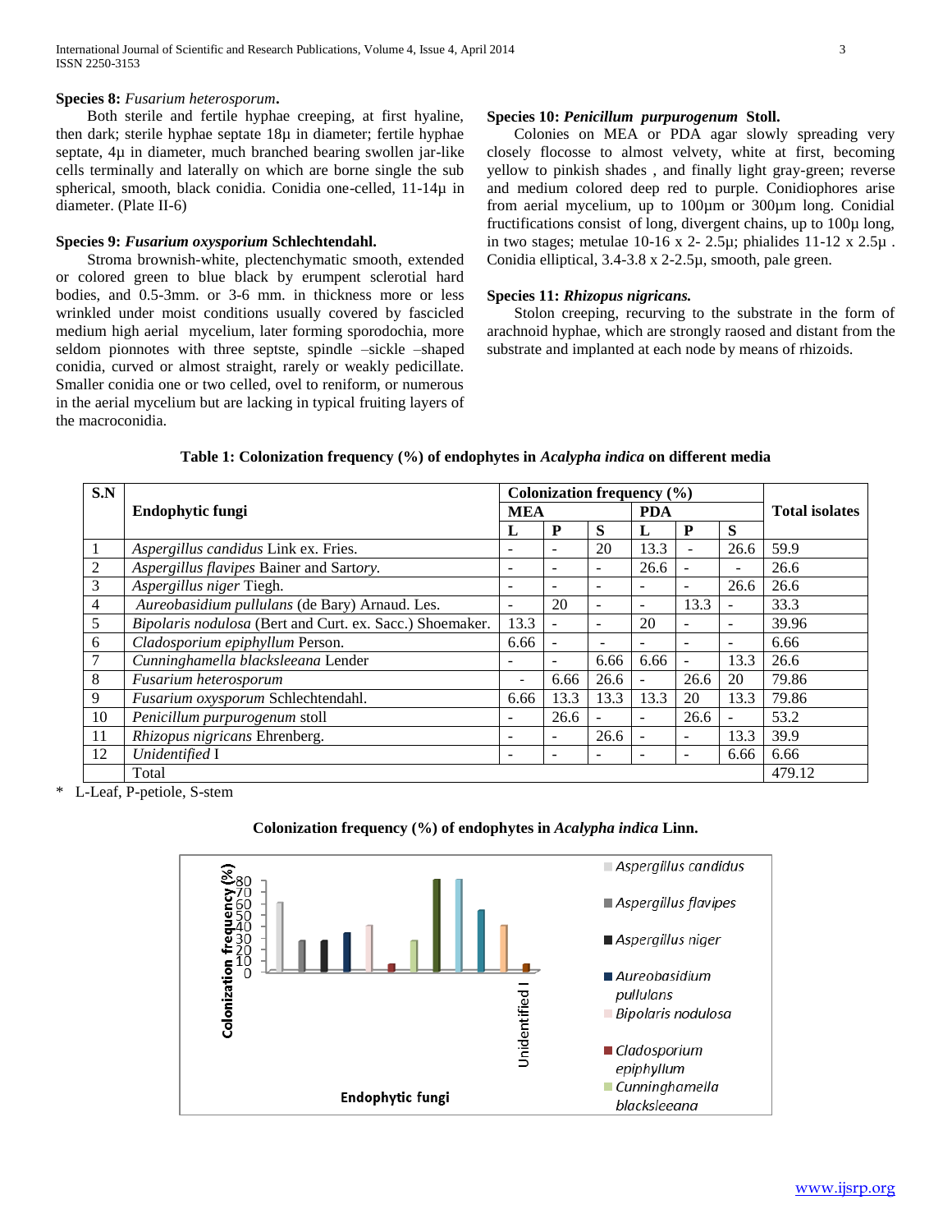**Species 8:** *Fusarium heterosporum***.**

Both sterile and fertile hyphae creeping, at first hyaline, then dark; sterile hyphae septate 18µ in diameter; fertile hyphae septate, 4µ in diameter, much branched bearing swollen jar-like cells terminally and laterally on which are borne single the sub spherical, smooth, black conidia. Conidia one-celled, 11-14µ in diameter. (Plate II-6)

**Species 9:** ***Fusarium oxysporium*** **Schlechtendahl.**

Stroma brownish-white, plectenchymatic smooth, extended or colored green to blue black by erumpent sclerotial hard bodies, and 0.5-3mm. or 3-6 mm. in thickness more or less wrinkled under moist conditions usually covered by fascicled medium high aerial mycelium, later forming sporodochia, more seldom pionnotes with three septste, spindle –sickle –shaped conidia, curved or almost straight, rarely or weakly pedicillate. Smaller conidia one or two celled, ovel to reniform, or numerous in the aerial mycelium but are lacking in typical fruiting layers of the macroconidia.

**Species 10:** ***Penicillum purpurogenum*** **Stoll.**

Colonies on MEA or PDA agar slowly spreading very closely flocosse to almost velvety, white at first, becoming yellow to pinkish shades , and finally light gray-green; reverse and medium colored deep red to purple. Conidiophores arise from aerial mycelium, up to 100µm or 300µm long. Conidial fructifications consist of long, divergent chains, up to 100µ long, in two stages; metulae 10-16 x 2- 2.5µ; phialides 11-12 x 2.5µ . Conidia elliptical, 3.4-3.8 x 2-2.5µ, smooth, pale green.

**Species 11:** ***Rhizopus nigricans.***

Stolon creeping, recurving to the substrate in the form of arachnoid hyphae, which are strongly raosed and distant from the substrate and implanted at each node by means of rhizoids.

**Table 1: Colonization frequency (%) of endophytes in *Acalypha indica* on different media**

| S.N | Endophytic fungi | Colonization frequency (%) | | | | | | Total isolates |
|---|---|---|---|---|---|---|---|---|
| | | MEA | | | PDA | | | |
| | | L | P | S | L | P | S | |
| 1 | *Aspergillus candidus* Link ex. Fries. | - | - | 20 | 13.3 | - | 26.6 | 59.9 |
| 2 | *Aspergillus flavipes* Bainer and Sartory. | - | - | - | 26.6 | - | - | 26.6 |
| 3 | *Aspergillus niger* Tiegh. | - | - | - | - | - | 26.6 | 26.6 |
| 4 | *Aureobasidium pullulans* (de Bary) Arnaud. Les. | - | 20 | - | - | 13.3 | - | 33.3 |
| 5 | *Bipolaris nodulosa* (Bert and Curt. ex. Sacc.) Shoemaker. | 13.3 | - | - | 20 | - | - | 39.96 |
| 6 | *Cladosporium epiphyllum* Person. | 6.66 | - | - | - | - | - | 6.66 |
| 7 | *Cunninghamella blacksleeana* Lender | - | - | 6.66 | 6.66 | - | 13.3 | 26.6 |
| 8 | *Fusarium heterosporum* | - | 6.66 | 26.6 | - | 26.6 | 20 | 79.86 |
| 9 | *Fusarium oxysporum* Schlechtendahl. | 6.66 | 13.3 | 13.3 | 13.3 | 20 | 13.3 | 79.86 |
| 10 | *Penicillum purpurogenum* stoll | - | 26.6 | - | - | 26.6 | - | 53.2 |
| 11 | *Rhizopus nigricans* Ehrenberg. | - | - | 26.6 | - | - | 13.3 | 39.9 |
| 12 | *Unidentified* I | - | - | - | - | - | 6.66 | 6.66 |
| | Total | | | | | | | 479.12 |

\* L-Leaf, P-petiole, S-stem

**Colonization frequency (%) of endophytes in *Acalypha indica* Linn.**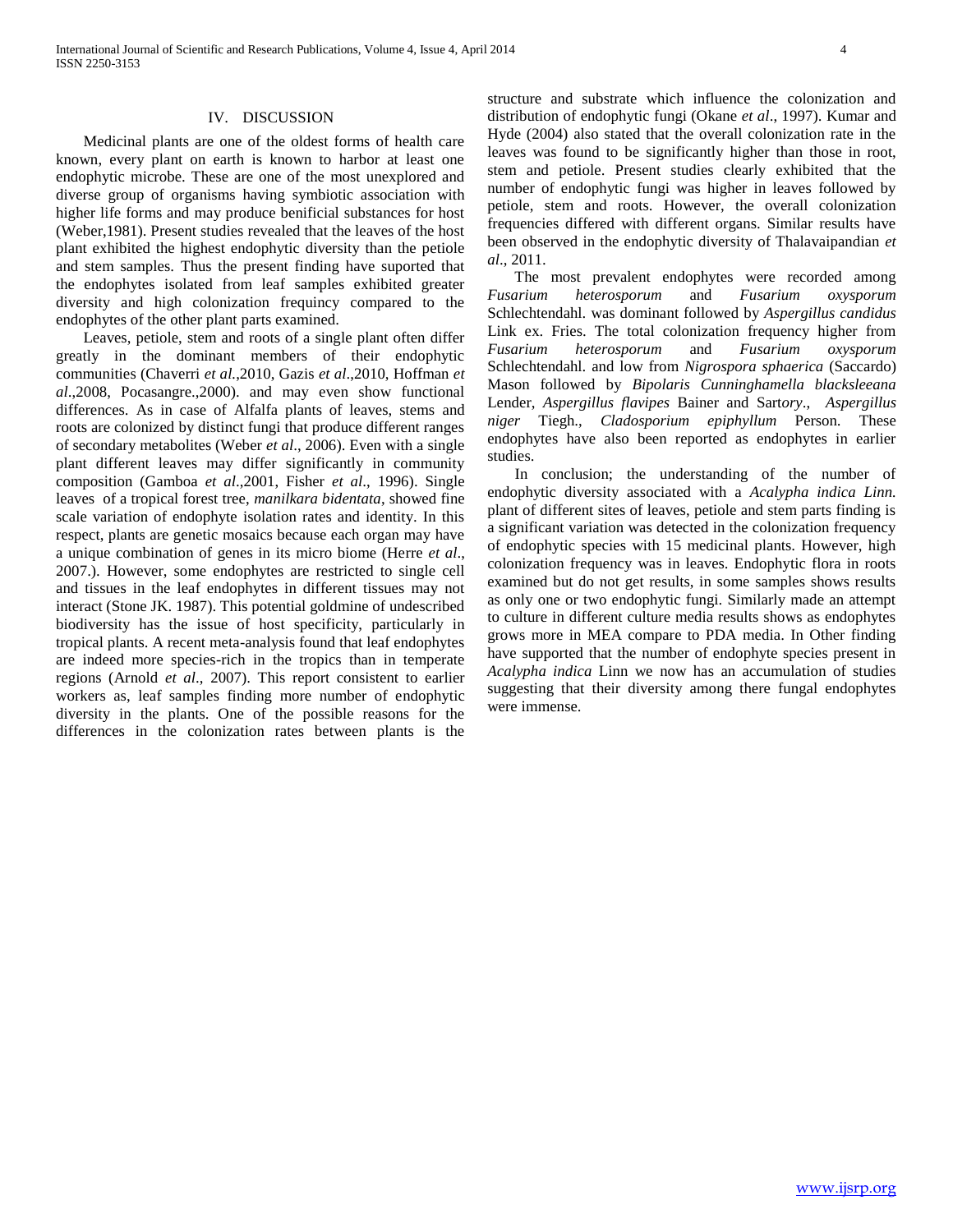## IV. DISCUSSION

Medicinal plants are one of the oldest forms of health care known, every plant on earth is known to harbor at least one endophytic microbe. These are one of the most unexplored and diverse group of organisms having symbiotic association with higher life forms and may produce benificial substances for host (Weber,1981). Present studies revealed that the leaves of the host plant exhibited the highest endophytic diversity than the petiole and stem samples. Thus the present finding have suported that the endophytes isolated from leaf samples exhibited greater diversity and high colonization frequincy compared to the endophytes of the other plant parts examined.

Leaves, petiole, stem and roots of a single plant often differ greatly in the dominant members of their endophytic communities (Chaverri *et al.*,2010, Gazis *et al*.,2010, Hoffman *et al*.,2008, Pocasangre.,2000). and may even show functional differences. As in case of Alfalfa plants of leaves, stems and roots are colonized by distinct fungi that produce different ranges of secondary metabolites (Weber *et al*., 2006). Even with a single plant different leaves may differ significantly in community composition (Gamboa *et al*.,2001, Fisher *et al*., 1996). Single leaves of a tropical forest tree, *manilkara bidentata*, showed fine scale variation of endophyte isolation rates and identity. In this respect, plants are genetic mosaics because each organ may have a unique combination of genes in its micro biome (Herre *et al*., 2007.). However, some endophytes are restricted to single cell and tissues in the leaf endophytes in different tissues may not interact (Stone JK. 1987). This potential goldmine of undescribed biodiversity has the issue of host specificity, particularly in tropical plants. A recent meta-analysis found that leaf endophytes are indeed more species-rich in the tropics than in temperate regions (Arnold *et al*., 2007). This report consistent to earlier workers as, leaf samples finding more number of endophytic diversity in the plants. One of the possible reasons for the differences in the colonization rates between plants is the structure and substrate which influence the colonization and distribution of endophytic fungi (Okane *et al*., 1997). Kumar and Hyde (2004) also stated that the overall colonization rate in the leaves was found to be significantly higher than those in root, stem and petiole. Present studies clearly exhibited that the number of endophytic fungi was higher in leaves followed by petiole, stem and roots. However, the overall colonization frequencies differed with different organs. Similar results have been observed in the endophytic diversity of Thalavaipandian *et al*., 2011.

The most prevalent endophytes were recorded among *Fusarium heterosporum* and *Fusarium oxysporum* Schlechtendahl. was dominant followed by *Aspergillus candidus* Link ex. Fries. The total colonization frequency higher from *Fusarium heterosporum* and *Fusarium oxysporum* Schlechtendahl. and low from *Nigrospora sphaerica* (Saccardo) Mason followed by *Bipolaris Cunninghamella blacksleeana* Lender, *Aspergillus flavipes* Bainer and Sart*ory*., *Aspergillus niger* Tiegh., *Cladosporium epiphyllum* Person. These endophytes have also been reported as endophytes in earlier studies.

In conclusion; the understanding of the number of endophytic diversity associated with a *Acalypha indica Linn.* plant of different sites of leaves, petiole and stem parts finding is a significant variation was detected in the colonization frequency of endophytic species with 15 medicinal plants. However, high colonization frequency was in leaves. Endophytic flora in roots examined but do not get results, in some samples shows results as only one or two endophytic fungi. Similarly made an attempt to culture in different culture media results shows as endophytes grows more in MEA compare to PDA media. In Other finding have supported that the number of endophyte species present in *Acalypha indica* Linn we now has an accumulation of studies suggesting that their diversity among there fungal endophytes were immense.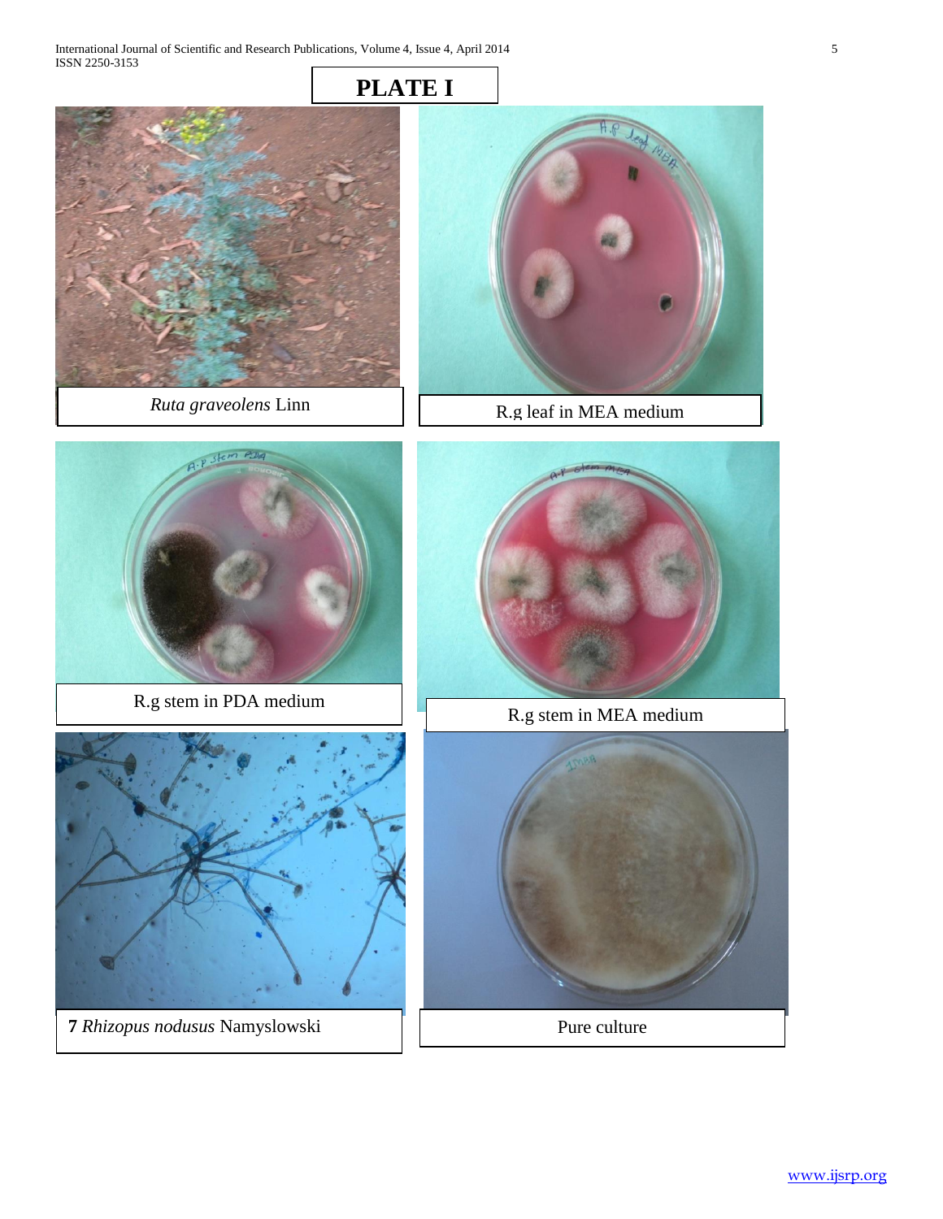# PLATE I

*Ruta graveolens* Linn

R.g leaf in MEA medium

R.g stem in PDA medium

R.g stem in MEA medium

**7** *Rhizopus nodusus* Namyslowski

Pure culture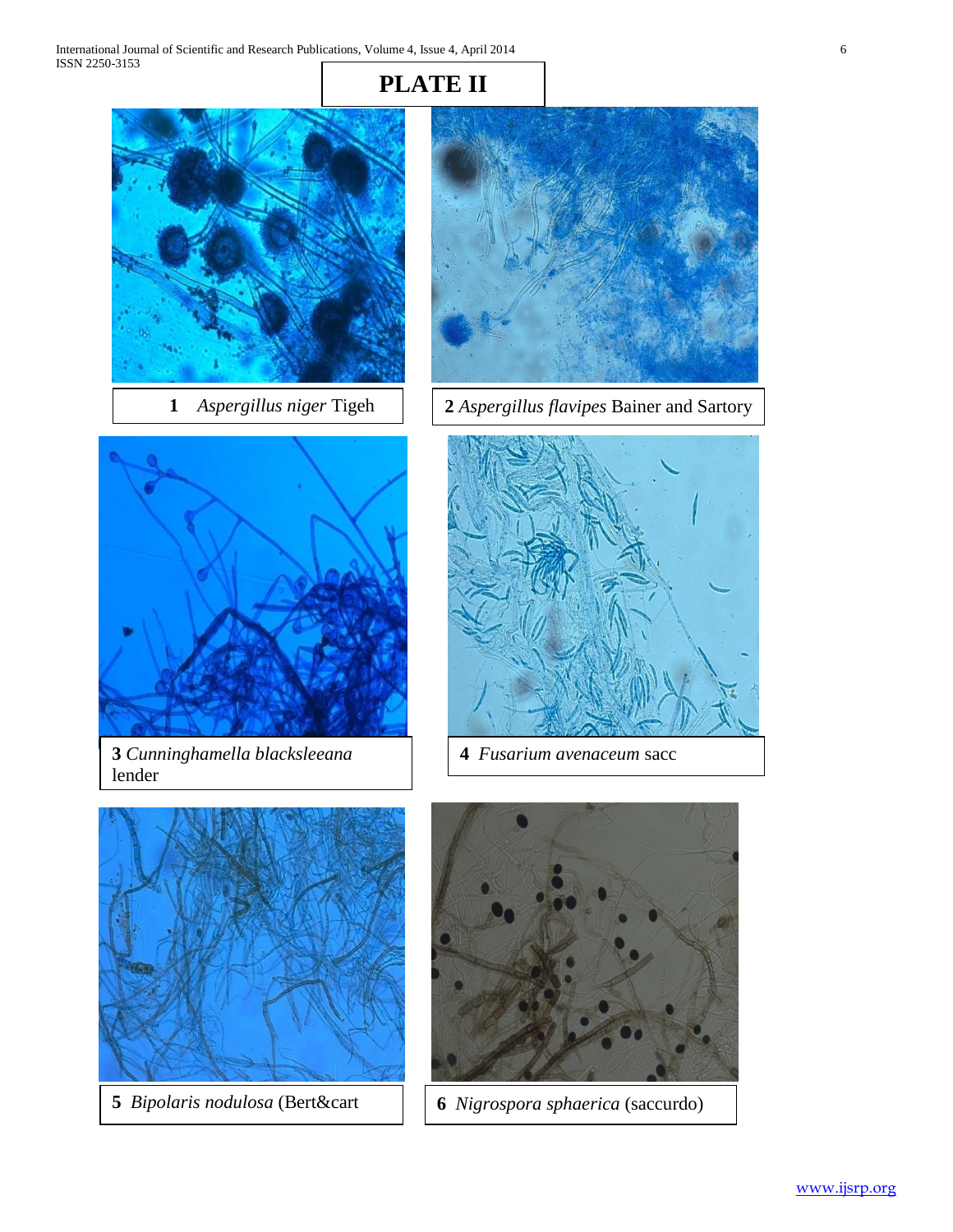# PLATE II

**1** *Aspergillus niger* Tigeh

**2** *Aspergillus flavipes* Bainer and Sartory

**3** *Cunninghamella blacksleeana* lender

**4** *Fusarium avenaceum* sacc

**5** *Bipolaris nodulosa* (Bert&cart

**6** *Nigrospora sphaerica* (saccurdo)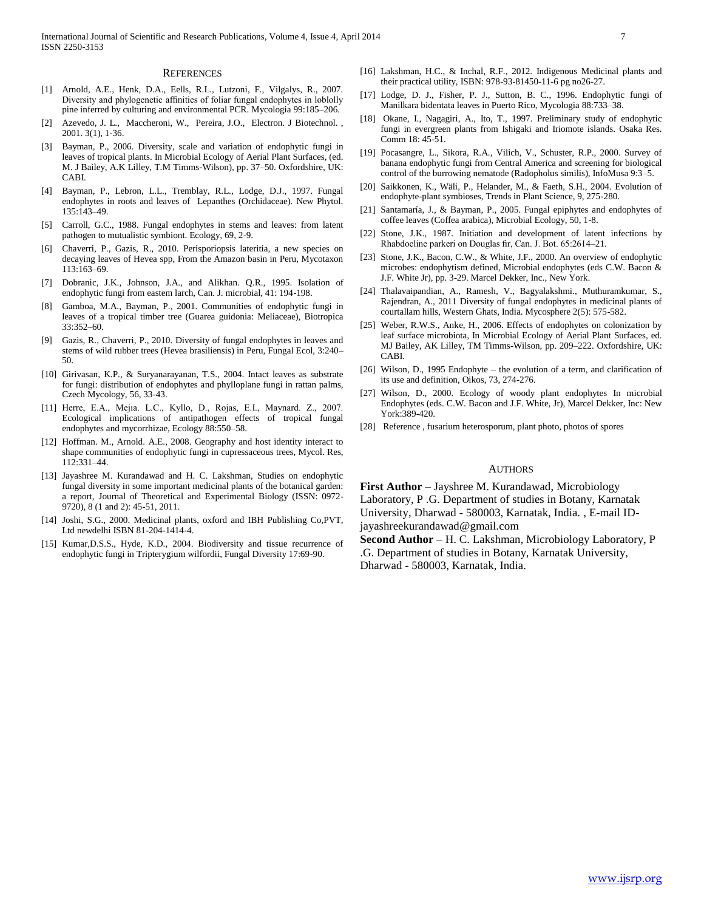## REFERENCES

[1] Arnold, A.E., Henk, D.A., Eells, R.L., Lutzoni, F., Vilgalys, R., 2007. Diversity and phylogenetic affinities of foliar fungal endophytes in loblolly pine inferred by culturing and environmental PCR. Mycologia 99:185–206.

[2] Azevedo, J. L., Maccheroni, W., Pereira, J.O., Electron. J Biotechnol. , 2001. 3(1), 1-36.

[3] Bayman, P., 2006. Diversity, scale and variation of endophytic fungi in leaves of tropical plants. In Microbial Ecology of Aerial Plant Surfaces, (ed. M. J Bailey, A.K Lilley, T.M Timms-Wilson), pp. 37–50. Oxfordshire, UK: CABI.

[4] Bayman, P., Lebron, L.L., Tremblay, R.L., Lodge, D.J., 1997. Fungal endophytes in roots and leaves of Lepanthes (Orchidaceae). New Phytol. 135:143–49.

[5] Carroll, G.C., 1988. Fungal endophytes in stems and leaves: from latent pathogen to mutualistic symbiont. Ecology, 69, 2-9.

[6] Chaverri, P., Gazis, R., 2010. Perisporiopsis lateritia, a new species on decaying leaves of Hevea spp, From the Amazon basin in Peru, Mycotaxon 113:163–69.

[7] Dobranic, J.K., Johnson, J.A., and Alikhan. Q.R., 1995. Isolation of endophytic fungi from eastem larch, Can. J. microbial, 41: 194-198.

[8] Gamboa, M.A., Bayman, P., 2001. Communities of endophytic fungi in leaves of a tropical timber tree (Guarea guidonia: Meliaceae), Biotropica 33:352–60.

[9] Gazis, R., Chaverri, P., 2010. Diversity of fungal endophytes in leaves and stems of wild rubber trees (Hevea brasiliensis) in Peru, Fungal Ecol, 3:240–50.

[10] Girivasan, K.P., & Suryanarayanan, T.S., 2004. Intact leaves as substrate for fungi: distribution of endophytes and phylloplane fungi in rattan palms, Czech Mycology, 56, 33-43.

[11] Herre, E.A., Mejıa. L.C., Kyllo, D., Rojas, E.I., Maynard. Z., 2007. Ecological implications of antipathogen effects of tropical fungal endophytes and mycorrhizae, Ecology 88:550–58.

[12] Hoffman. M., Arnold. A.E., 2008. Geography and host identity interact to shape communities of endophytic fungi in cupressaceous trees, Mycol. Res, 112:331–44.

[13] Jayashree M. Kurandawad and H. C. Lakshman, Studies on endophytic fungal diversity in some important medicinal plants of the botanical garden: a report, Journal of Theoretical and Experimental Biology (ISSN: 0972-9720), 8 (1 and 2): 45-51, 2011.

[14] Joshi, S.G., 2000. Medicinal plants, oxford and IBH Publishing Co,PVT, Ltd newdelhi ISBN 81-204-1414-4.

[15] Kumar,D.S.S., Hyde, K.D., 2004. Biodiversity and tissue recurrence of endophytic fungi in Tripterygium wilfordii, Fungal Diversity 17:69-90.

[16] Lakshman, H.C., & Inchal, R.F., 2012. Indigenous Medicinal plants and their practical utility, ISBN: 978-93-81450-11-6 pg no26-27.

[17] Lodge, D. J., Fisher, P. J., Sutton, B. C., 1996. Endophytic fungi of Manilkara bidentata leaves in Puerto Rico, Mycologia 88:733–38.

[18] Okane, I., Nagagiri, A., Ito, T., 1997. Preliminary study of endophytic fungi in evergreen plants from Ishigaki and Iriomote islands. Osaka Res. Comm 18: 45-51.

[19] Pocasangre, L., Sikora, R.A., Vilich, V., Schuster, R.P., 2000. Survey of banana endophytic fungi from Central America and screening for biological control of the burrowing nematode (Radopholus similis), InfoMusa 9:3–5.

[20] Saikkonen, K., Wäli, P., Helander, M., & Faeth, S.H., 2004. Evolution of endophyte-plant symbioses, Trends in Plant Science, 9, 275-280.

[21] Santamaría, J., & Bayman, P., 2005. Fungal epiphytes and endophytes of coffee leaves (Coffea arabica), Microbial Ecology, 50, 1-8.

[22] Stone, J.K., 1987. Initiation and development of latent infections by Rhabdocline parkeri on Douglas fir, Can. J. Bot. 65:2614–21.

[23] Stone, J.K., Bacon, C.W., & White, J.F., 2000. An overview of endophytic microbes: endophytism defined, Microbial endophytes (eds C.W. Bacon & J.F. White Jr), pp. 3-29. Marcel Dekker, Inc., New York.

[24] Thalavaipandian, A., Ramesh, V., Bagyalakshmi., Muthuramkumar, S., Rajendran, A., 2011 Diversity of fungal endophytes in medicinal plants of courtallam hills, Western Ghats, India. Mycosphere 2(5): 575-582.

[25] Weber, R.W.S., Anke, H., 2006. Effects of endophytes on colonization by leaf surface microbiota, In Microbial Ecology of Aerial Plant Surfaces, ed. MJ Bailey, AK Lilley, TM Timms-Wilson, pp. 209–222. Oxfordshire, UK: CABI.

[26] Wilson, D., 1995 Endophyte – the evolution of a term, and clarification of its use and definition, Oikos, 73, 274-276.

[27] Wilson, D., 2000. Ecology of woody plant endophytes In microbial Endophytes (eds. C.W. Bacon and J.F. White, Jr), Marcel Dekker, Inc: New York:389-420.

[28] Reference , fusarium heterosporum, plant photo, photos of spores

## AUTHORS

**First Author** – Jayshree M. Kurandawad, Microbiology Laboratory, P .G. Department of studies in Botany, Karnatak University, Dharwad - 580003, Karnatak, India. , E-mail ID-jayashreekurandawad@gmail.com

**Second Author** – H. C. Lakshman, Microbiology Laboratory, P .G. Department of studies in Botany, Karnatak University, Dharwad - 580003, Karnatak, India.